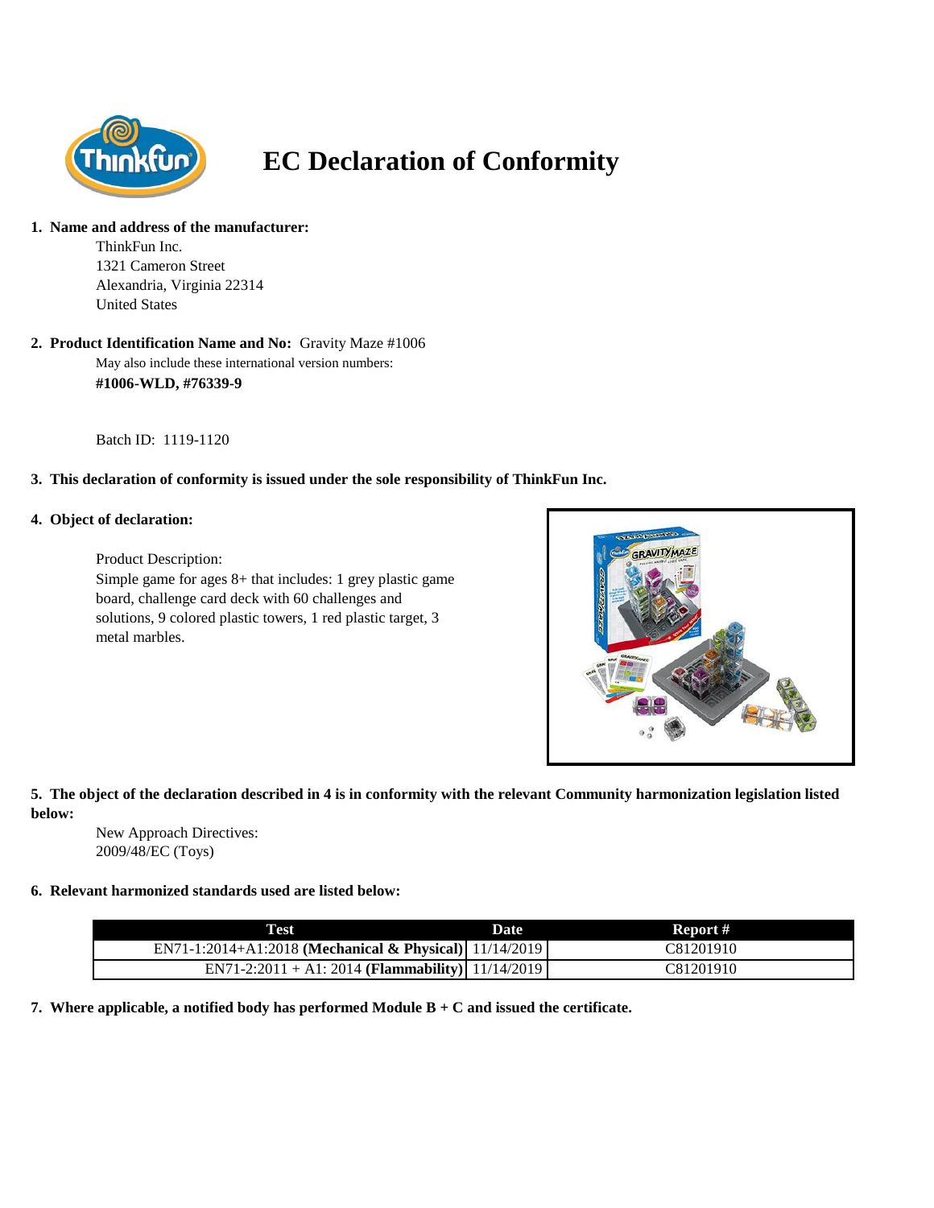# EC Declaration of Conformity

1. **Name and address of the manufacturer:**

   ThinkFun Inc.
   1321 Cameron Street
   Alexandria, Virginia 22314
   United States

2. **Product Identification Name and No:** Gravity Maze #1006

   May also include these international version numbers:
   **#1006-WLD, #76339-9**

   Batch ID: 1119-1120

3. **This declaration of conformity is issued under the sole responsibility of ThinkFun Inc.**

4. **Object of declaration:**

   Product Description:
   Simple game for ages 8+ that includes: 1 grey plastic game board, challenge card deck with 60 challenges and solutions, 9 colored plastic towers, 1 red plastic target, 3 metal marbles.

5. **The object of the declaration described in 4 is in conformity with the relevant Community harmonization legislation listed below:**

   New Approach Directives:
   2009/48/EC (Toys)

6. **Relevant harmonized standards used are listed below:**

| Test | Date | Report # |
|---|---|---|
| EN71-1:2014+A1:2018 **(Mechanical & Physical)** | 11/14/2019 | C81201910 |
| EN71-2:2011 + A1: 2014 **(Flammability)** | 11/14/2019 | C81201910 |

7. **Where applicable, a notified body has performed Module B + C and issued the certificate.**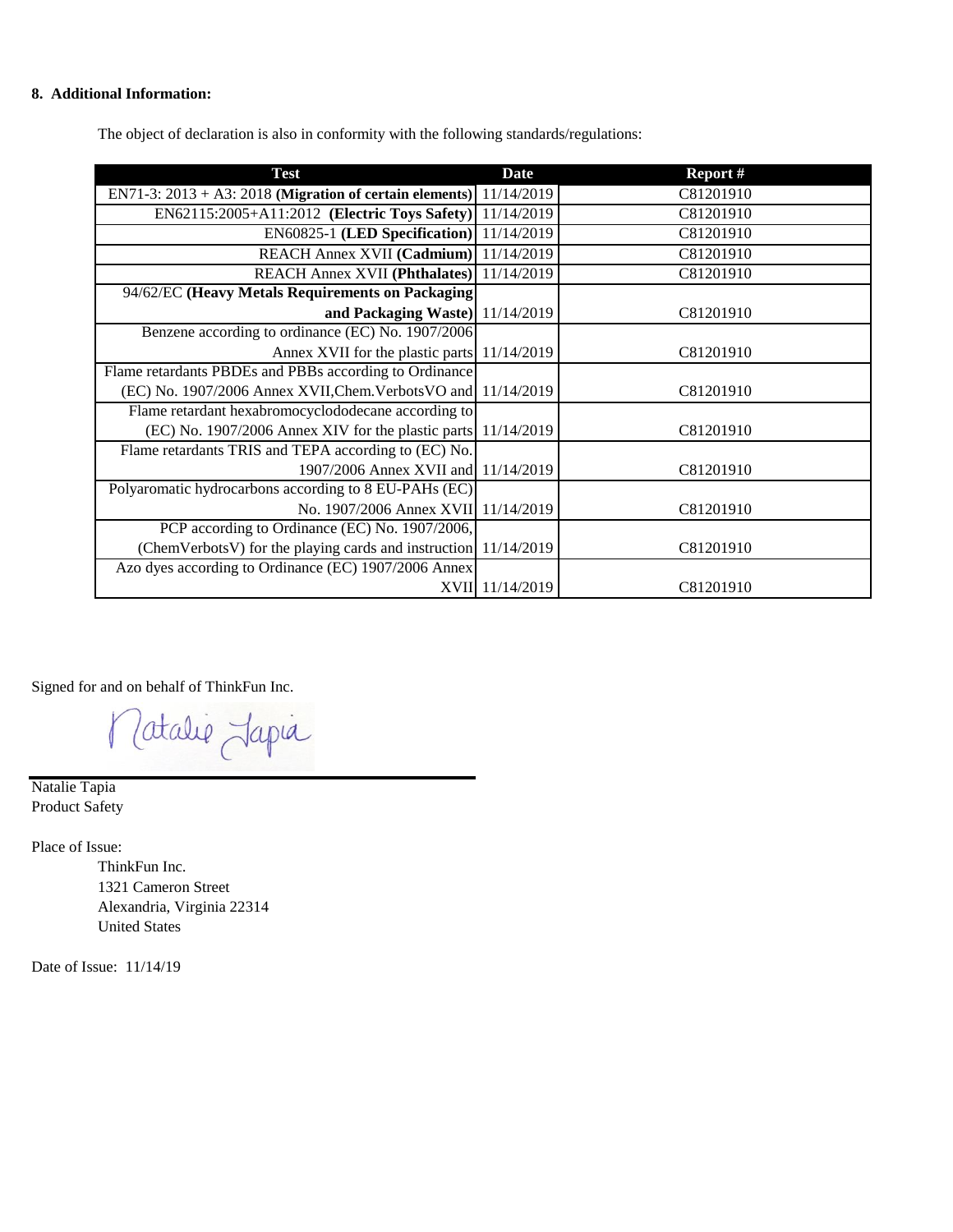**8. Additional Information:**

The object of declaration is also in conformity with the following standards/regulations:

| Test | Date | Report # |
|---|---|---|
| EN71-3: 2013 + A3: 2018 **(Migration of certain elements)** | 11/14/2019 | C81201910 |
| EN62115:2005+A11:2012 **(Electric Toys Safety)** | 11/14/2019 | C81201910 |
| EN60825-1 **(LED Specification)** | 11/14/2019 | C81201910 |
| REACH Annex XVII **(Cadmium)** | 11/14/2019 | C81201910 |
| REACH Annex XVII **(Phthalates)** | 11/14/2019 | C81201910 |
| 94/62/EC **(Heavy Metals Requirements on Packaging and Packaging Waste)** | 11/14/2019 | C81201910 |
| Benzene according to ordinance (EC) No. 1907/2006 Annex XVII for the plastic parts | 11/14/2019 | C81201910 |
| Flame retardants PBDEs and PBBs according to Ordinance (EC) No. 1907/2006 Annex XVII,Chem.VerbotsVO and | 11/14/2019 | C81201910 |
| Flame retardant hexabromocyclododecane according to (EC) No. 1907/2006 Annex XIV for the plastic parts | 11/14/2019 | C81201910 |
| Flame retardants TRIS and TEPA according to (EC) No. 1907/2006 Annex XVII and | 11/14/2019 | C81201910 |
| Polyaromatic hydrocarbons according to 8 EU-PAHs (EC) No. 1907/2006 Annex XVII | 11/14/2019 | C81201910 |
| PCP according to Ordinance (EC) No. 1907/2006, (ChemVerbotsV) for the playing cards and instruction | 11/14/2019 | C81201910 |
| Azo dyes according to Ordinance (EC) 1907/2006 Annex XVII | 11/14/2019 | C81201910 |

Signed for and on behalf of ThinkFun Inc.

Natalie Tapia

Natalie Tapia
Product Safety

Place of Issue:

ThinkFun Inc.
1321 Cameron Street
Alexandria, Virginia 22314
United States

Date of Issue: 11/14/19